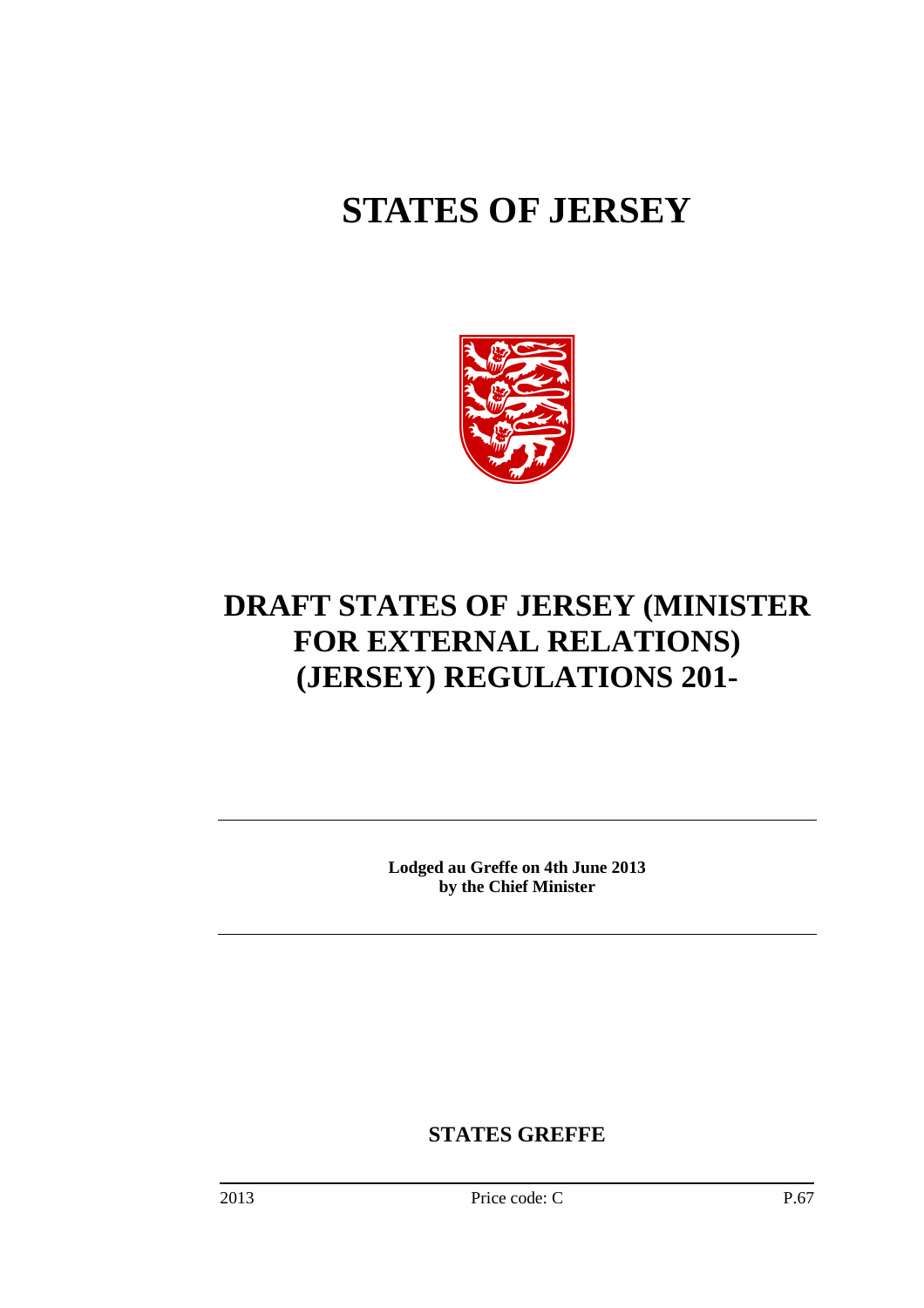# STATES OF JERSEY

# DRAFT STATES OF JERSEY (MINISTER FOR EXTERNAL RELATIONS) (JERSEY) REGULATIONS 201-

**Lodged au Greffe on 4th June 2013 by the Chief Minister**

**STATES GREFFE**

2013 Price code: C P.67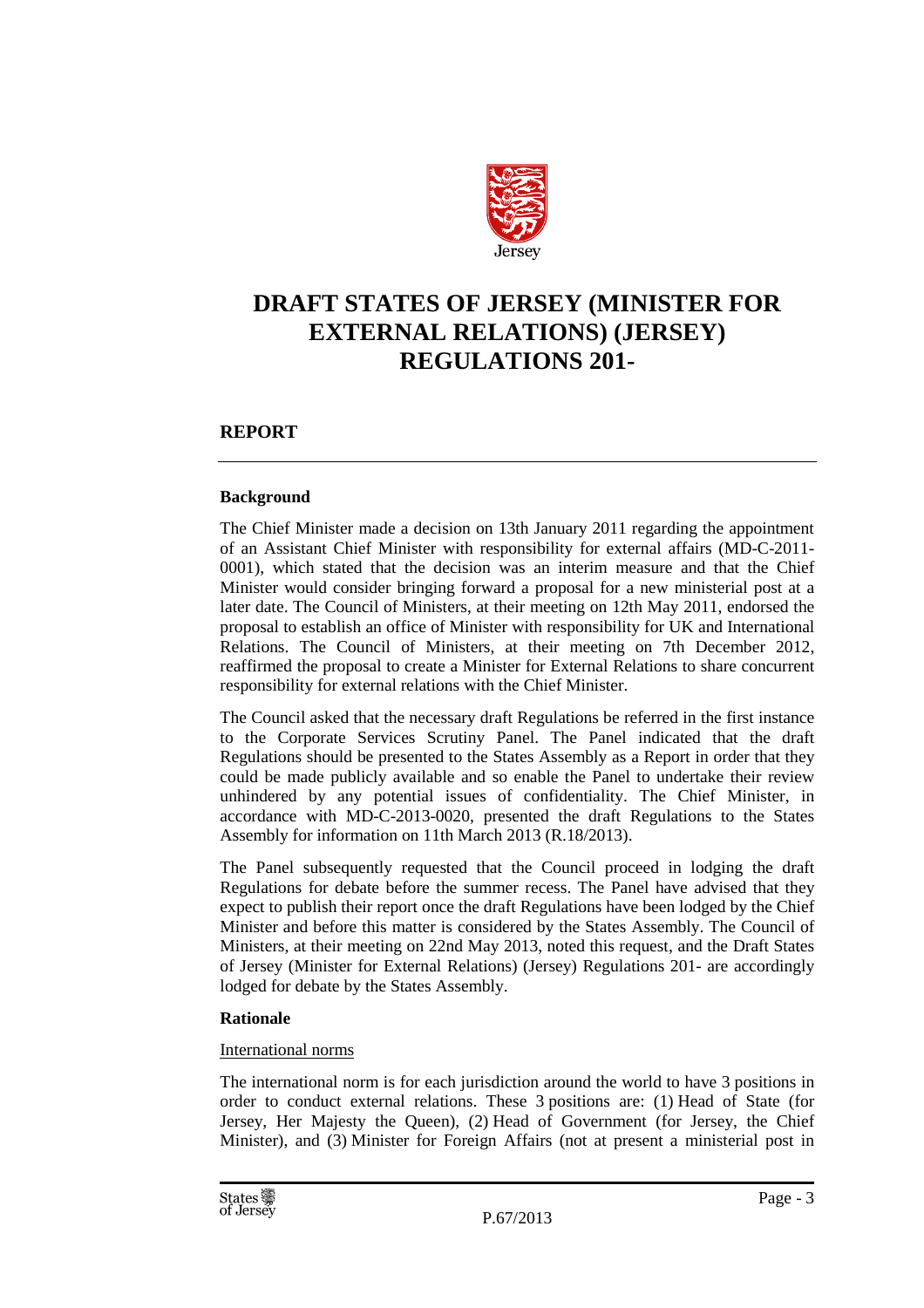# DRAFT STATES OF JERSEY (MINISTER FOR EXTERNAL RELATIONS) (JERSEY) REGULATIONS 201-

## REPORT

### Background

The Chief Minister made a decision on 13th January 2011 regarding the appointment of an Assistant Chief Minister with responsibility for external affairs (MD-C-2011-0001), which stated that the decision was an interim measure and that the Chief Minister would consider bringing forward a proposal for a new ministerial post at a later date. The Council of Ministers, at their meeting on 12th May 2011, endorsed the proposal to establish an office of Minister with responsibility for UK and International Relations. The Council of Ministers, at their meeting on 7th December 2012, reaffirmed the proposal to create a Minister for External Relations to share concurrent responsibility for external relations with the Chief Minister.

The Council asked that the necessary draft Regulations be referred in the first instance to the Corporate Services Scrutiny Panel. The Panel indicated that the draft Regulations should be presented to the States Assembly as a Report in order that they could be made publicly available and so enable the Panel to undertake their review unhindered by any potential issues of confidentiality. The Chief Minister, in accordance with MD-C-2013-0020, presented the draft Regulations to the States Assembly for information on 11th March 2013 (R.18/2013).

The Panel subsequently requested that the Council proceed in lodging the draft Regulations for debate before the summer recess. The Panel have advised that they expect to publish their report once the draft Regulations have been lodged by the Chief Minister and before this matter is considered by the States Assembly. The Council of Ministers, at their meeting on 22nd May 2013, noted this request, and the Draft States of Jersey (Minister for External Relations) (Jersey) Regulations 201- are accordingly lodged for debate by the States Assembly.

### Rationale

International norms

The international norm is for each jurisdiction around the world to have 3 positions in order to conduct external relations. These 3 positions are: (1) Head of State (for Jersey, Her Majesty the Queen), (2) Head of Government (for Jersey, the Chief Minister), and (3) Minister for Foreign Affairs (not at present a ministerial post in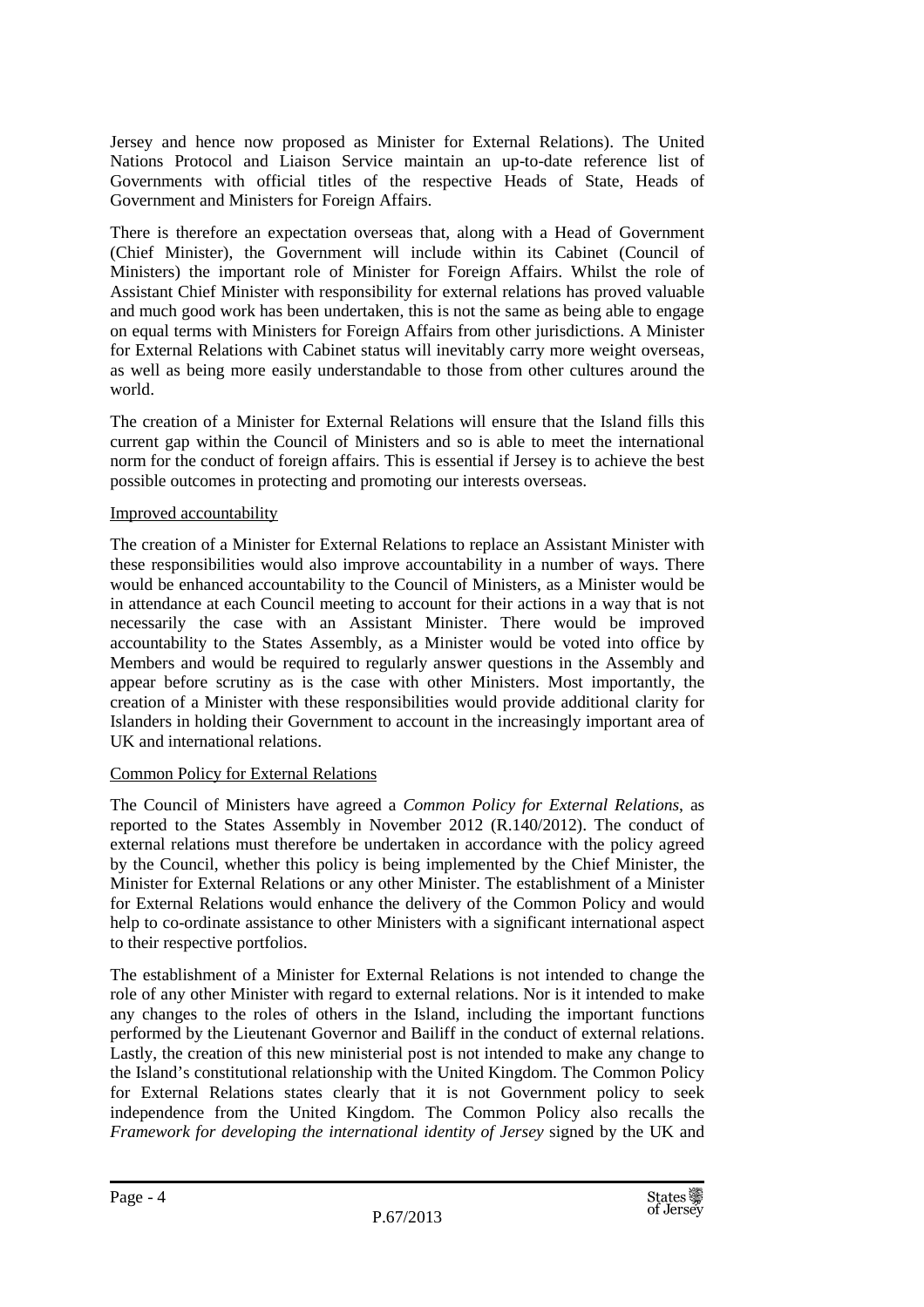Jersey and hence now proposed as Minister for External Relations). The United Nations Protocol and Liaison Service maintain an up-to-date reference list of Governments with official titles of the respective Heads of State, Heads of Government and Ministers for Foreign Affairs.

There is therefore an expectation overseas that, along with a Head of Government (Chief Minister), the Government will include within its Cabinet (Council of Ministers) the important role of Minister for Foreign Affairs. Whilst the role of Assistant Chief Minister with responsibility for external relations has proved valuable and much good work has been undertaken, this is not the same as being able to engage on equal terms with Ministers for Foreign Affairs from other jurisdictions. A Minister for External Relations with Cabinet status will inevitably carry more weight overseas, as well as being more easily understandable to those from other cultures around the world.

The creation of a Minister for External Relations will ensure that the Island fills this current gap within the Council of Ministers and so is able to meet the international norm for the conduct of foreign affairs. This is essential if Jersey is to achieve the best possible outcomes in protecting and promoting our interests overseas.

Improved accountability

The creation of a Minister for External Relations to replace an Assistant Minister with these responsibilities would also improve accountability in a number of ways. There would be enhanced accountability to the Council of Ministers, as a Minister would be in attendance at each Council meeting to account for their actions in a way that is not necessarily the case with an Assistant Minister. There would be improved accountability to the States Assembly, as a Minister would be voted into office by Members and would be required to regularly answer questions in the Assembly and appear before scrutiny as is the case with other Ministers. Most importantly, the creation of a Minister with these responsibilities would provide additional clarity for Islanders in holding their Government to account in the increasingly important area of UK and international relations.

Common Policy for External Relations

The Council of Ministers have agreed a *Common Policy for External Relations*, as reported to the States Assembly in November 2012 (R.140/2012). The conduct of external relations must therefore be undertaken in accordance with the policy agreed by the Council, whether this policy is being implemented by the Chief Minister, the Minister for External Relations or any other Minister. The establishment of a Minister for External Relations would enhance the delivery of the Common Policy and would help to co-ordinate assistance to other Ministers with a significant international aspect to their respective portfolios.

The establishment of a Minister for External Relations is not intended to change the role of any other Minister with regard to external relations. Nor is it intended to make any changes to the roles of others in the Island, including the important functions performed by the Lieutenant Governor and Bailiff in the conduct of external relations. Lastly, the creation of this new ministerial post is not intended to make any change to the Island's constitutional relationship with the United Kingdom. The Common Policy for External Relations states clearly that it is not Government policy to seek independence from the United Kingdom. The Common Policy also recalls the *Framework for developing the international identity of Jersey* signed by the UK and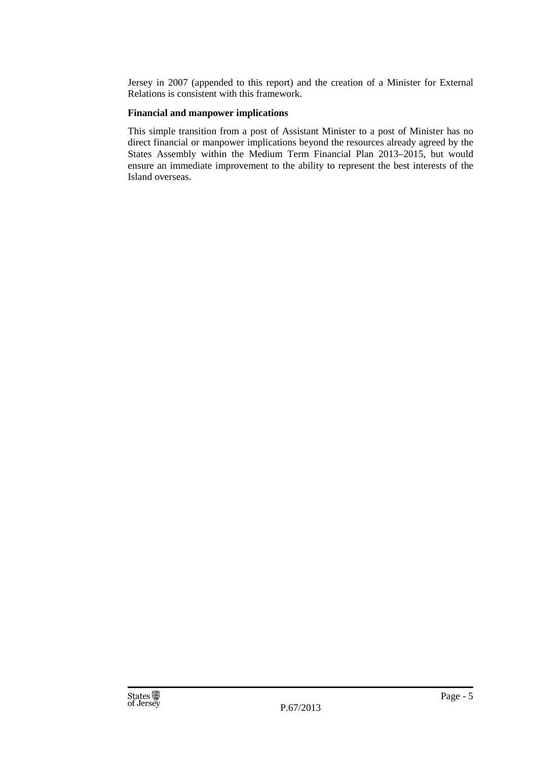Jersey in 2007 (appended to this report) and the creation of a Minister for External Relations is consistent with this framework.

**Financial and manpower implications**

This simple transition from a post of Assistant Minister to a post of Minister has no direct financial or manpower implications beyond the resources already agreed by the States Assembly within the Medium Term Financial Plan 2013–2015, but would ensure an immediate improvement to the ability to represent the best interests of the Island overseas.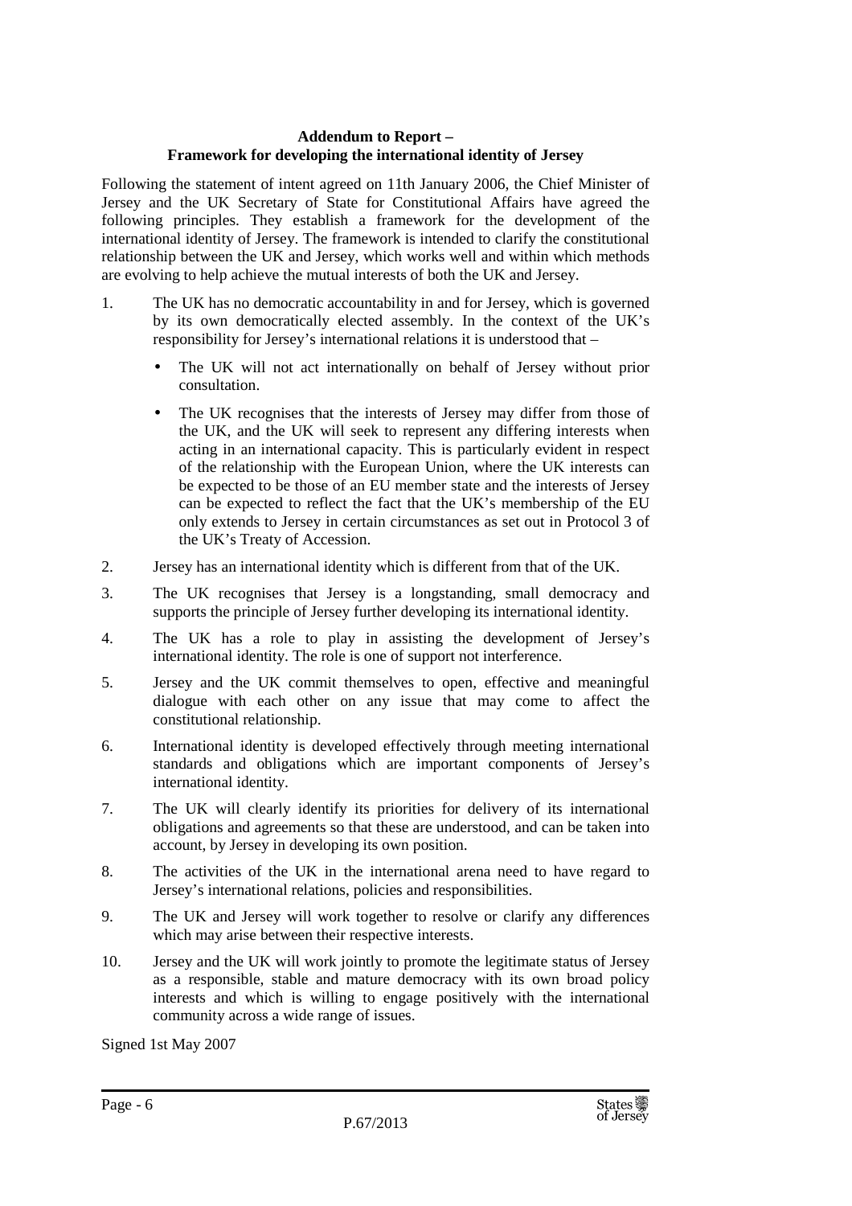**Addendum to Report –**
**Framework for developing the international identity of Jersey**

Following the statement of intent agreed on 11th January 2006, the Chief Minister of Jersey and the UK Secretary of State for Constitutional Affairs have agreed the following principles. They establish a framework for the development of the international identity of Jersey. The framework is intended to clarify the constitutional relationship between the UK and Jersey, which works well and within which methods are evolving to help achieve the mutual interests of both the UK and Jersey.

1. The UK has no democratic accountability in and for Jersey, which is governed by its own democratically elected assembly. In the context of the UK's responsibility for Jersey's international relations it is understood that –
   - The UK will not act internationally on behalf of Jersey without prior consultation.
   - The UK recognises that the interests of Jersey may differ from those of the UK, and the UK will seek to represent any differing interests when acting in an international capacity. This is particularly evident in respect of the relationship with the European Union, where the UK interests can be expected to be those of an EU member state and the interests of Jersey can be expected to reflect the fact that the UK's membership of the EU only extends to Jersey in certain circumstances as set out in Protocol 3 of the UK's Treaty of Accession.
2. Jersey has an international identity which is different from that of the UK.
3. The UK recognises that Jersey is a longstanding, small democracy and supports the principle of Jersey further developing its international identity.
4. The UK has a role to play in assisting the development of Jersey's international identity. The role is one of support not interference.
5. Jersey and the UK commit themselves to open, effective and meaningful dialogue with each other on any issue that may come to affect the constitutional relationship.
6. International identity is developed effectively through meeting international standards and obligations which are important components of Jersey's international identity.
7. The UK will clearly identify its priorities for delivery of its international obligations and agreements so that these are understood, and can be taken into account, by Jersey in developing its own position.
8. The activities of the UK in the international arena need to have regard to Jersey's international relations, policies and responsibilities.
9. The UK and Jersey will work together to resolve or clarify any differences which may arise between their respective interests.
10. Jersey and the UK will work jointly to promote the legitimate status of Jersey as a responsible, stable and mature democracy with its own broad policy interests and which is willing to engage positively with the international community across a wide range of issues.

Signed 1st May 2007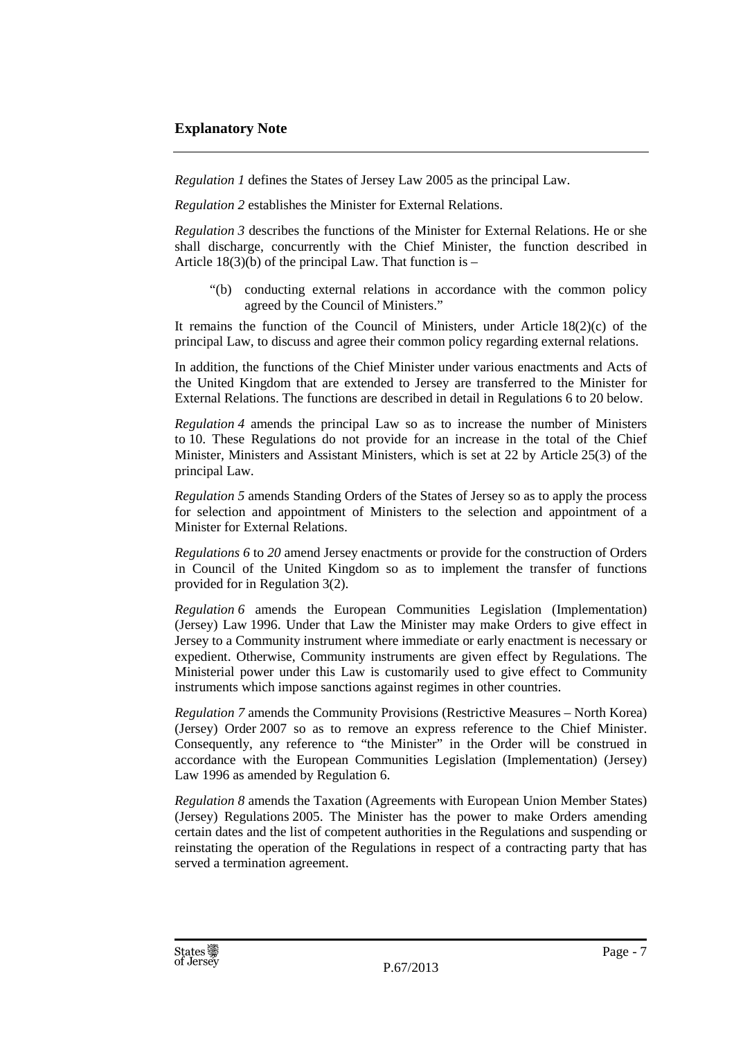## Explanatory Note

*Regulation 1* defines the States of Jersey Law 2005 as the principal Law.

*Regulation 2* establishes the Minister for External Relations.

*Regulation 3* describes the functions of the Minister for External Relations. He or she shall discharge, concurrently with the Chief Minister, the function described in Article 18(3)(b) of the principal Law. That function is –

> "(b) conducting external relations in accordance with the common policy agreed by the Council of Ministers."

It remains the function of the Council of Ministers, under Article 18(2)(c) of the principal Law, to discuss and agree their common policy regarding external relations.

In addition, the functions of the Chief Minister under various enactments and Acts of the United Kingdom that are extended to Jersey are transferred to the Minister for External Relations. The functions are described in detail in Regulations 6 to 20 below.

*Regulation 4* amends the principal Law so as to increase the number of Ministers to 10. These Regulations do not provide for an increase in the total of the Chief Minister, Ministers and Assistant Ministers, which is set at 22 by Article 25(3) of the principal Law.

*Regulation 5* amends Standing Orders of the States of Jersey so as to apply the process for selection and appointment of Ministers to the selection and appointment of a Minister for External Relations.

*Regulations 6* to *20* amend Jersey enactments or provide for the construction of Orders in Council of the United Kingdom so as to implement the transfer of functions provided for in Regulation 3(2).

*Regulation 6* amends the European Communities Legislation (Implementation) (Jersey) Law 1996. Under that Law the Minister may make Orders to give effect in Jersey to a Community instrument where immediate or early enactment is necessary or expedient. Otherwise, Community instruments are given effect by Regulations. The Ministerial power under this Law is customarily used to give effect to Community instruments which impose sanctions against regimes in other countries.

*Regulation 7* amends the Community Provisions (Restrictive Measures – North Korea) (Jersey) Order 2007 so as to remove an express reference to the Chief Minister. Consequently, any reference to "the Minister" in the Order will be construed in accordance with the European Communities Legislation (Implementation) (Jersey) Law 1996 as amended by Regulation 6.

*Regulation 8* amends the Taxation (Agreements with European Union Member States) (Jersey) Regulations 2005. The Minister has the power to make Orders amending certain dates and the list of competent authorities in the Regulations and suspending or reinstating the operation of the Regulations in respect of a contracting party that has served a termination agreement.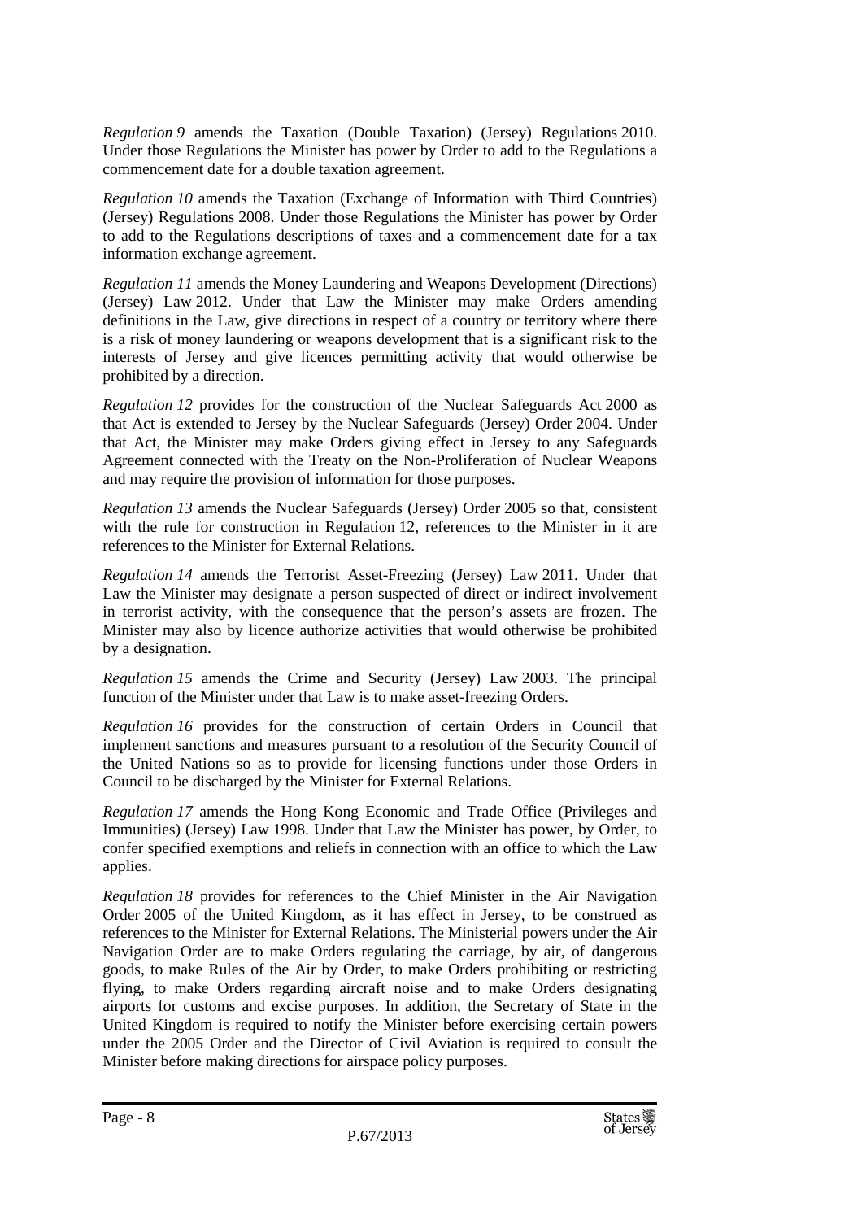*Regulation 9* amends the Taxation (Double Taxation) (Jersey) Regulations 2010. Under those Regulations the Minister has power by Order to add to the Regulations a commencement date for a double taxation agreement.

*Regulation 10* amends the Taxation (Exchange of Information with Third Countries) (Jersey) Regulations 2008. Under those Regulations the Minister has power by Order to add to the Regulations descriptions of taxes and a commencement date for a tax information exchange agreement.

*Regulation 11* amends the Money Laundering and Weapons Development (Directions) (Jersey) Law 2012. Under that Law the Minister may make Orders amending definitions in the Law, give directions in respect of a country or territory where there is a risk of money laundering or weapons development that is a significant risk to the interests of Jersey and give licences permitting activity that would otherwise be prohibited by a direction.

*Regulation 12* provides for the construction of the Nuclear Safeguards Act 2000 as that Act is extended to Jersey by the Nuclear Safeguards (Jersey) Order 2004. Under that Act, the Minister may make Orders giving effect in Jersey to any Safeguards Agreement connected with the Treaty on the Non-Proliferation of Nuclear Weapons and may require the provision of information for those purposes.

*Regulation 13* amends the Nuclear Safeguards (Jersey) Order 2005 so that, consistent with the rule for construction in Regulation 12, references to the Minister in it are references to the Minister for External Relations.

*Regulation 14* amends the Terrorist Asset-Freezing (Jersey) Law 2011. Under that Law the Minister may designate a person suspected of direct or indirect involvement in terrorist activity, with the consequence that the person's assets are frozen. The Minister may also by licence authorize activities that would otherwise be prohibited by a designation.

*Regulation 15* amends the Crime and Security (Jersey) Law 2003. The principal function of the Minister under that Law is to make asset-freezing Orders.

*Regulation 16* provides for the construction of certain Orders in Council that implement sanctions and measures pursuant to a resolution of the Security Council of the United Nations so as to provide for licensing functions under those Orders in Council to be discharged by the Minister for External Relations.

*Regulation 17* amends the Hong Kong Economic and Trade Office (Privileges and Immunities) (Jersey) Law 1998. Under that Law the Minister has power, by Order, to confer specified exemptions and reliefs in connection with an office to which the Law applies.

*Regulation 18* provides for references to the Chief Minister in the Air Navigation Order 2005 of the United Kingdom, as it has effect in Jersey, to be construed as references to the Minister for External Relations. The Ministerial powers under the Air Navigation Order are to make Orders regulating the carriage, by air, of dangerous goods, to make Rules of the Air by Order, to make Orders prohibiting or restricting flying, to make Orders regarding aircraft noise and to make Orders designating airports for customs and excise purposes. In addition, the Secretary of State in the United Kingdom is required to notify the Minister before exercising certain powers under the 2005 Order and the Director of Civil Aviation is required to consult the Minister before making directions for airspace policy purposes.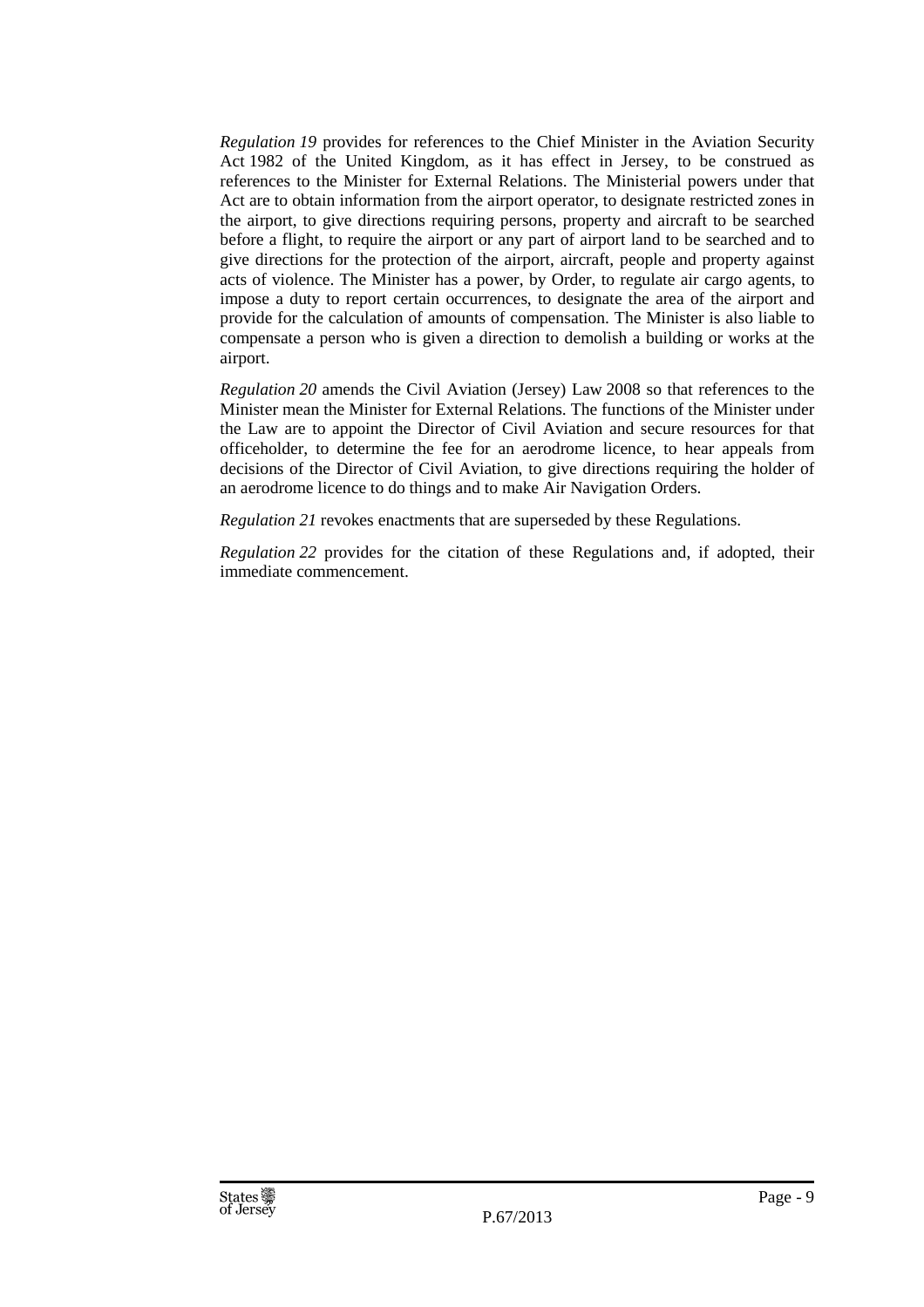*Regulation 19* provides for references to the Chief Minister in the Aviation Security Act 1982 of the United Kingdom, as it has effect in Jersey, to be construed as references to the Minister for External Relations. The Ministerial powers under that Act are to obtain information from the airport operator, to designate restricted zones in the airport, to give directions requiring persons, property and aircraft to be searched before a flight, to require the airport or any part of airport land to be searched and to give directions for the protection of the airport, aircraft, people and property against acts of violence. The Minister has a power, by Order, to regulate air cargo agents, to impose a duty to report certain occurrences, to designate the area of the airport and provide for the calculation of amounts of compensation. The Minister is also liable to compensate a person who is given a direction to demolish a building or works at the airport.

*Regulation 20* amends the Civil Aviation (Jersey) Law 2008 so that references to the Minister mean the Minister for External Relations. The functions of the Minister under the Law are to appoint the Director of Civil Aviation and secure resources for that officeholder, to determine the fee for an aerodrome licence, to hear appeals from decisions of the Director of Civil Aviation, to give directions requiring the holder of an aerodrome licence to do things and to make Air Navigation Orders.

*Regulation 21* revokes enactments that are superseded by these Regulations.

*Regulation 22* provides for the citation of these Regulations and, if adopted, their immediate commencement.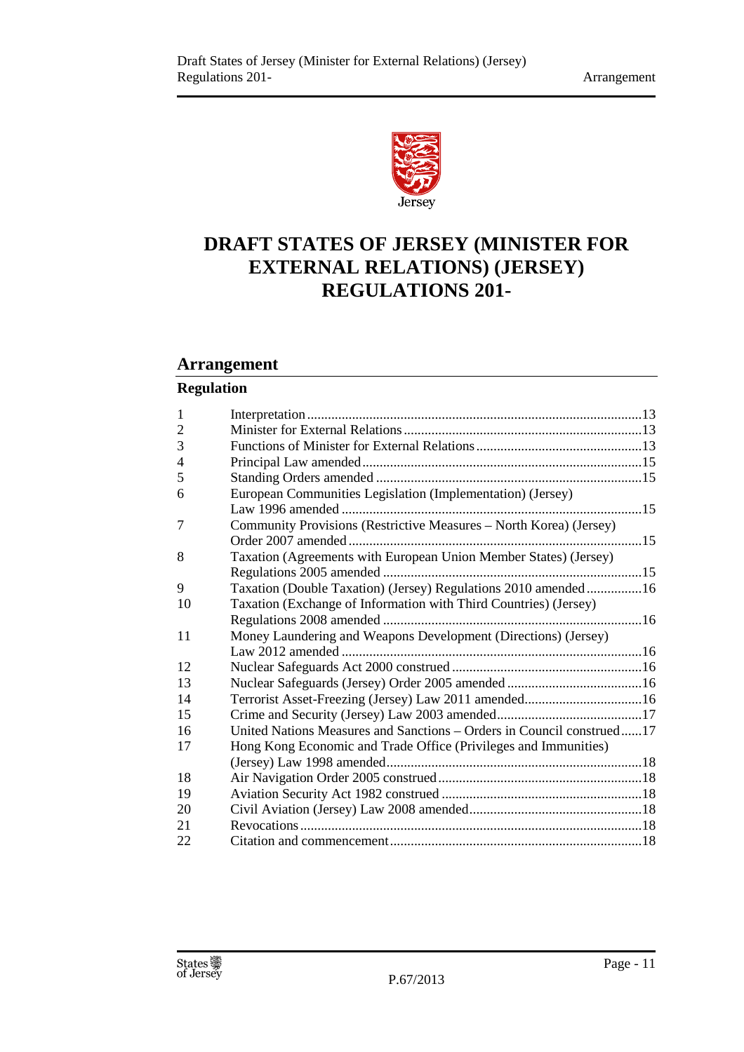# DRAFT STATES OF JERSEY (MINISTER FOR EXTERNAL RELATIONS) (JERSEY) REGULATIONS 201-

## Arrangement

### Regulation

| | | |
|---|---|---|
| 1 | Interpretation | 13 |
| 2 | Minister for External Relations | 13 |
| 3 | Functions of Minister for External Relations | 13 |
| 4 | Principal Law amended | 15 |
| 5 | Standing Orders amended | 15 |
| 6 | European Communities Legislation (Implementation) (Jersey) Law 1996 amended | 15 |
| 7 | Community Provisions (Restrictive Measures – North Korea) (Jersey) Order 2007 amended | 15 |
| 8 | Taxation (Agreements with European Union Member States) (Jersey) Regulations 2005 amended | 15 |
| 9 | Taxation (Double Taxation) (Jersey) Regulations 2010 amended | 16 |
| 10 | Taxation (Exchange of Information with Third Countries) (Jersey) Regulations 2008 amended | 16 |
| 11 | Money Laundering and Weapons Development (Directions) (Jersey) Law 2012 amended | 16 |
| 12 | Nuclear Safeguards Act 2000 construed | 16 |
| 13 | Nuclear Safeguards (Jersey) Order 2005 amended | 16 |
| 14 | Terrorist Asset-Freezing (Jersey) Law 2011 amended | 16 |
| 15 | Crime and Security (Jersey) Law 2003 amended | 17 |
| 16 | United Nations Measures and Sanctions – Orders in Council construed | 17 |
| 17 | Hong Kong Economic and Trade Office (Privileges and Immunities) (Jersey) Law 1998 amended | 18 |
| 18 | Air Navigation Order 2005 construed | 18 |
| 19 | Aviation Security Act 1982 construed | 18 |
| 20 | Civil Aviation (Jersey) Law 2008 amended | 18 |
| 21 | Revocations | 18 |
| 22 | Citation and commencement | 18 |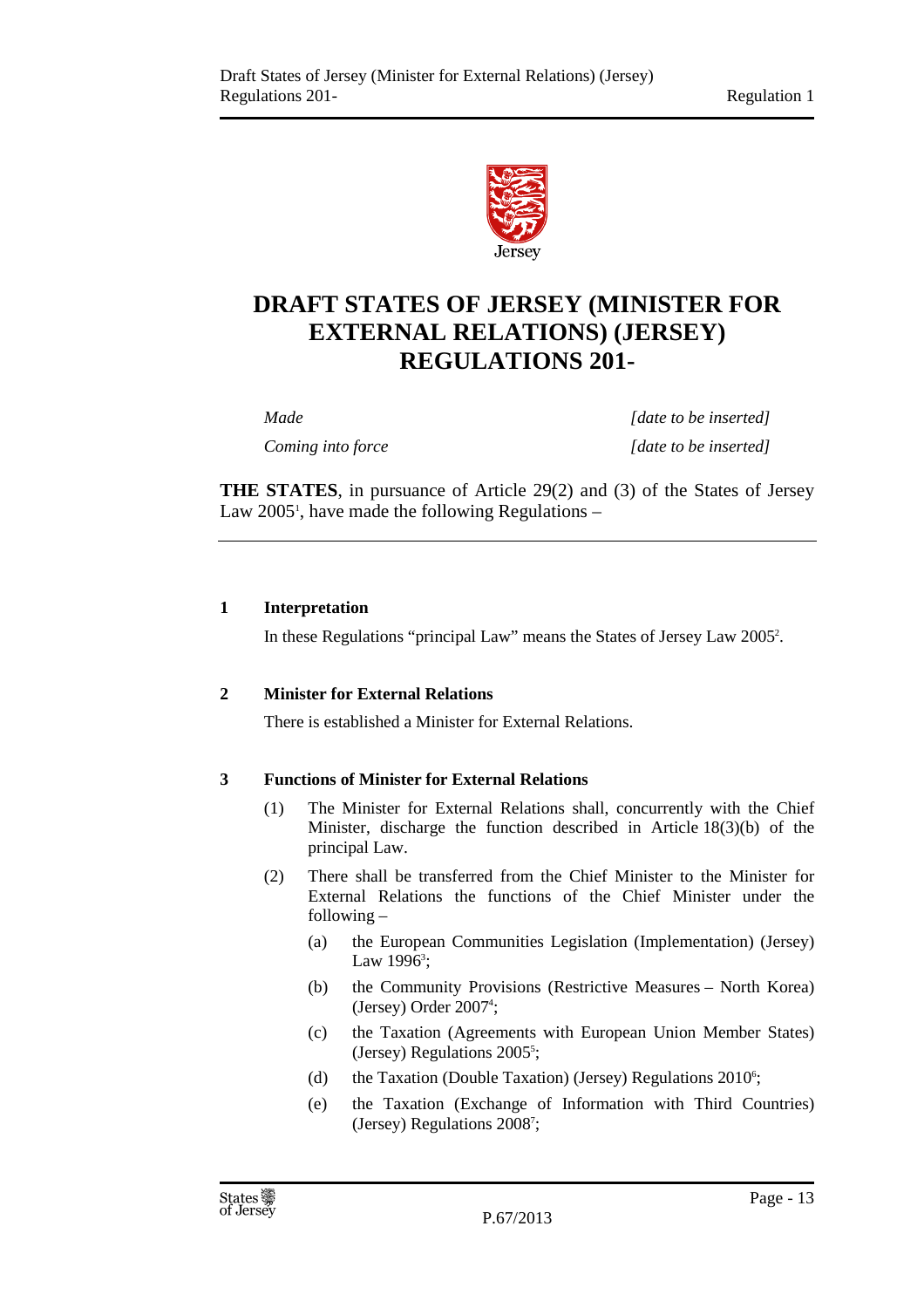# DRAFT STATES OF JERSEY (MINISTER FOR EXTERNAL RELATIONS) (JERSEY) REGULATIONS 201-

*Made* *[date to be inserted]*

*Coming into force* *[date to be inserted]*

**THE STATES**, in pursuance of Article 29(2) and (3) of the States of Jersey Law 2005[1], have made the following Regulations –

---

**1 Interpretation**

In these Regulations "principal Law" means the States of Jersey Law 2005[2].

**2 Minister for External Relations**

There is established a Minister for External Relations.

**3 Functions of Minister for External Relations**

(1) The Minister for External Relations shall, concurrently with the Chief Minister, discharge the function described in Article 18(3)(b) of the principal Law.

(2) There shall be transferred from the Chief Minister to the Minister for External Relations the functions of the Chief Minister under the following –

(a) the European Communities Legislation (Implementation) (Jersey) Law 1996[3];

(b) the Community Provisions (Restrictive Measures – North Korea) (Jersey) Order 2007[4];

(c) the Taxation (Agreements with European Union Member States) (Jersey) Regulations 2005[5];

(d) the Taxation (Double Taxation) (Jersey) Regulations 2010[6];

(e) the Taxation (Exchange of Information with Third Countries) (Jersey) Regulations 2008[7];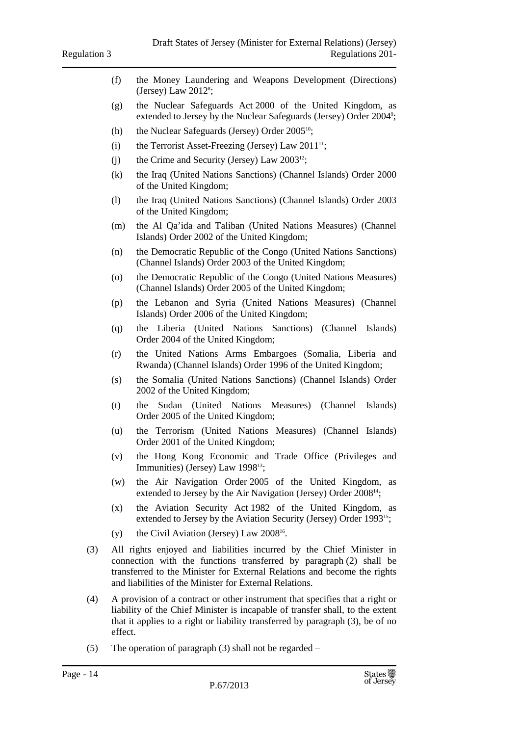(f) the Money Laundering and Weapons Development (Directions) (Jersey) Law 2012[8];

(g) the Nuclear Safeguards Act 2000 of the United Kingdom, as extended to Jersey by the Nuclear Safeguards (Jersey) Order 2004[9];

(h) the Nuclear Safeguards (Jersey) Order 2005[10];

(i) the Terrorist Asset-Freezing (Jersey) Law 2011[11];

(j) the Crime and Security (Jersey) Law 2003[12];

(k) the Iraq (United Nations Sanctions) (Channel Islands) Order 2000 of the United Kingdom;

(l) the Iraq (United Nations Sanctions) (Channel Islands) Order 2003 of the United Kingdom;

(m) the Al Qa'ida and Taliban (United Nations Measures) (Channel Islands) Order 2002 of the United Kingdom;

(n) the Democratic Republic of the Congo (United Nations Sanctions) (Channel Islands) Order 2003 of the United Kingdom;

(o) the Democratic Republic of the Congo (United Nations Measures) (Channel Islands) Order 2005 of the United Kingdom;

(p) the Lebanon and Syria (United Nations Measures) (Channel Islands) Order 2006 of the United Kingdom;

(q) the Liberia (United Nations Sanctions) (Channel Islands) Order 2004 of the United Kingdom;

(r) the United Nations Arms Embargoes (Somalia, Liberia and Rwanda) (Channel Islands) Order 1996 of the United Kingdom;

(s) the Somalia (United Nations Sanctions) (Channel Islands) Order 2002 of the United Kingdom;

(t) the Sudan (United Nations Measures) (Channel Islands) Order 2005 of the United Kingdom;

(u) the Terrorism (United Nations Measures) (Channel Islands) Order 2001 of the United Kingdom;

(v) the Hong Kong Economic and Trade Office (Privileges and Immunities) (Jersey) Law 1998[13];

(w) the Air Navigation Order 2005 of the United Kingdom, as extended to Jersey by the Air Navigation (Jersey) Order 2008[14];

(x) the Aviation Security Act 1982 of the United Kingdom, as extended to Jersey by the Aviation Security (Jersey) Order 1993[15];

(y) the Civil Aviation (Jersey) Law 2008[16].

(3) All rights enjoyed and liabilities incurred by the Chief Minister in connection with the functions transferred by paragraph (2) shall be transferred to the Minister for External Relations and become the rights and liabilities of the Minister for External Relations.

(4) A provision of a contract or other instrument that specifies that a right or liability of the Chief Minister is incapable of transfer shall, to the extent that it applies to a right or liability transferred by paragraph (3), be of no effect.

(5) The operation of paragraph (3) shall not be regarded –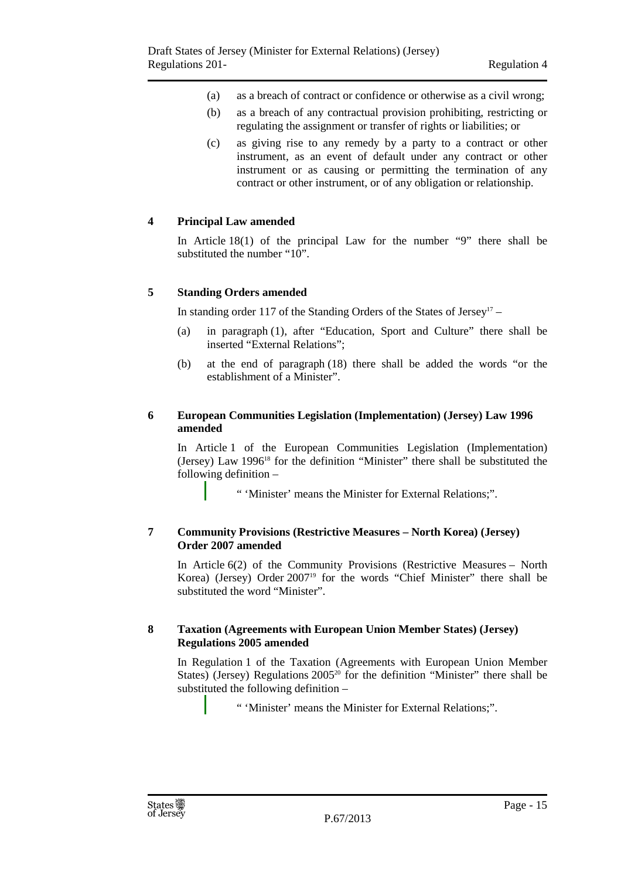(a) as a breach of contract or confidence or otherwise as a civil wrong;

(b) as a breach of any contractual provision prohibiting, restricting or regulating the assignment or transfer of rights or liabilities; or

(c) as giving rise to any remedy by a party to a contract or other instrument, as an event of default under any contract or other instrument or as causing or permitting the termination of any contract or other instrument, or of any obligation or relationship.

**4 Principal Law amended**

In Article 18(1) of the principal Law for the number "9" there shall be substituted the number "10".

**5 Standing Orders amended**

In standing order 117 of the Standing Orders of the States of Jersey[17] –

(a) in paragraph (1), after "Education, Sport and Culture" there shall be inserted "External Relations";

(b) at the end of paragraph (18) there shall be added the words "or the establishment of a Minister".

**6 European Communities Legislation (Implementation) (Jersey) Law 1996 amended**

In Article 1 of the European Communities Legislation (Implementation) (Jersey) Law 1996[18] for the definition "Minister" there shall be substituted the following definition –

> " 'Minister' means the Minister for External Relations;".

**7 Community Provisions (Restrictive Measures – North Korea) (Jersey) Order 2007 amended**

In Article 6(2) of the Community Provisions (Restrictive Measures – North Korea) (Jersey) Order 2007[19] for the words "Chief Minister" there shall be substituted the word "Minister".

**8 Taxation (Agreements with European Union Member States) (Jersey) Regulations 2005 amended**

In Regulation 1 of the Taxation (Agreements with European Union Member States) (Jersey) Regulations 2005[20] for the definition "Minister" there shall be substituted the following definition –

> " 'Minister' means the Minister for External Relations;".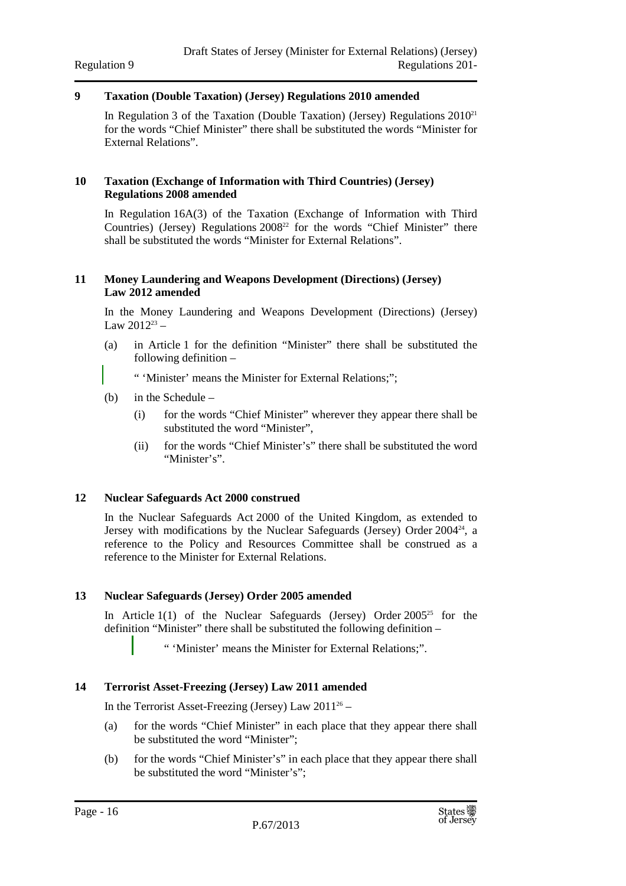## 9 Taxation (Double Taxation) (Jersey) Regulations 2010 amended

In Regulation 3 of the Taxation (Double Taxation) (Jersey) Regulations 2010[21] for the words "Chief Minister" there shall be substituted the words "Minister for External Relations".

## 10 Taxation (Exchange of Information with Third Countries) (Jersey) Regulations 2008 amended

In Regulation 16A(3) of the Taxation (Exchange of Information with Third Countries) (Jersey) Regulations 2008[22] for the words "Chief Minister" there shall be substituted the words "Minister for External Relations".

## 11 Money Laundering and Weapons Development (Directions) (Jersey) Law 2012 amended

In the Money Laundering and Weapons Development (Directions) (Jersey) Law 2012[23] –

(a) in Article 1 for the definition "Minister" there shall be substituted the following definition –

" 'Minister' means the Minister for External Relations;";

(b) in the Schedule –

(i) for the words "Chief Minister" wherever they appear there shall be substituted the word "Minister",

(ii) for the words "Chief Minister's" there shall be substituted the word "Minister's".

## 12 Nuclear Safeguards Act 2000 construed

In the Nuclear Safeguards Act 2000 of the United Kingdom, as extended to Jersey with modifications by the Nuclear Safeguards (Jersey) Order 2004[24], a reference to the Policy and Resources Committee shall be construed as a reference to the Minister for External Relations.

## 13 Nuclear Safeguards (Jersey) Order 2005 amended

In Article 1(1) of the Nuclear Safeguards (Jersey) Order 2005[25] for the definition "Minister" there shall be substituted the following definition –

" 'Minister' means the Minister for External Relations;".

## 14 Terrorist Asset-Freezing (Jersey) Law 2011 amended

In the Terrorist Asset-Freezing (Jersey) Law 2011[26] –

(a) for the words "Chief Minister" in each place that they appear there shall be substituted the word "Minister";

(b) for the words "Chief Minister's" in each place that they appear there shall be substituted the word "Minister's";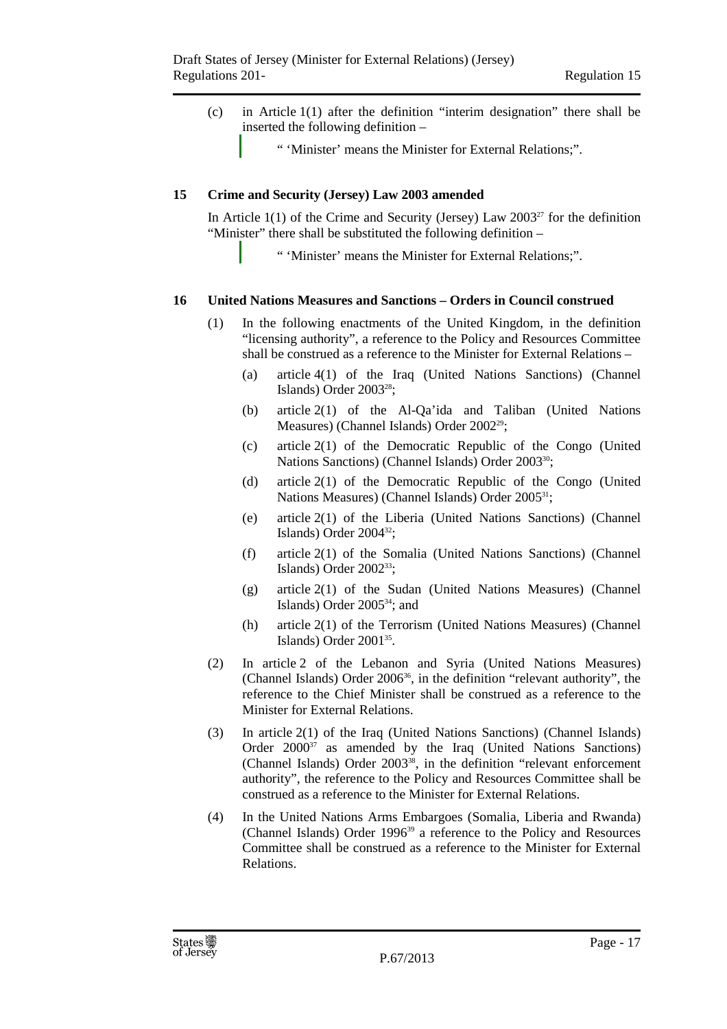(c) in Article 1(1) after the definition "interim designation" there shall be inserted the following definition –

> " 'Minister' means the Minister for External Relations;".

### 15 Crime and Security (Jersey) Law 2003 amended

In Article 1(1) of the Crime and Security (Jersey) Law 2003[27] for the definition "Minister" there shall be substituted the following definition –

> " 'Minister' means the Minister for External Relations;".

### 16 United Nations Measures and Sanctions – Orders in Council construed

(1) In the following enactments of the United Kingdom, in the definition "licensing authority", a reference to the Policy and Resources Committee shall be construed as a reference to the Minister for External Relations –

- (a) article 4(1) of the Iraq (United Nations Sanctions) (Channel Islands) Order 2003[28];
- (b) article 2(1) of the Al-Qa'ida and Taliban (United Nations Measures) (Channel Islands) Order 2002[29];
- (c) article 2(1) of the Democratic Republic of the Congo (United Nations Sanctions) (Channel Islands) Order 2003[30];
- (d) article 2(1) of the Democratic Republic of the Congo (United Nations Measures) (Channel Islands) Order 2005[31];
- (e) article 2(1) of the Liberia (United Nations Sanctions) (Channel Islands) Order 2004[32];
- (f) article 2(1) of the Somalia (United Nations Sanctions) (Channel Islands) Order 2002[33];
- (g) article 2(1) of the Sudan (United Nations Measures) (Channel Islands) Order 2005[34]; and
- (h) article 2(1) of the Terrorism (United Nations Measures) (Channel Islands) Order 2001[35].

(2) In article 2 of the Lebanon and Syria (United Nations Measures) (Channel Islands) Order 2006[36], in the definition "relevant authority", the reference to the Chief Minister shall be construed as a reference to the Minister for External Relations.

(3) In article 2(1) of the Iraq (United Nations Sanctions) (Channel Islands) Order 2000[37] as amended by the Iraq (United Nations Sanctions) (Channel Islands) Order 2003[38], in the definition "relevant enforcement authority", the reference to the Policy and Resources Committee shall be construed as a reference to the Minister for External Relations.

(4) In the United Nations Arms Embargoes (Somalia, Liberia and Rwanda) (Channel Islands) Order 1996[39] a reference to the Policy and Resources Committee shall be construed as a reference to the Minister for External Relations.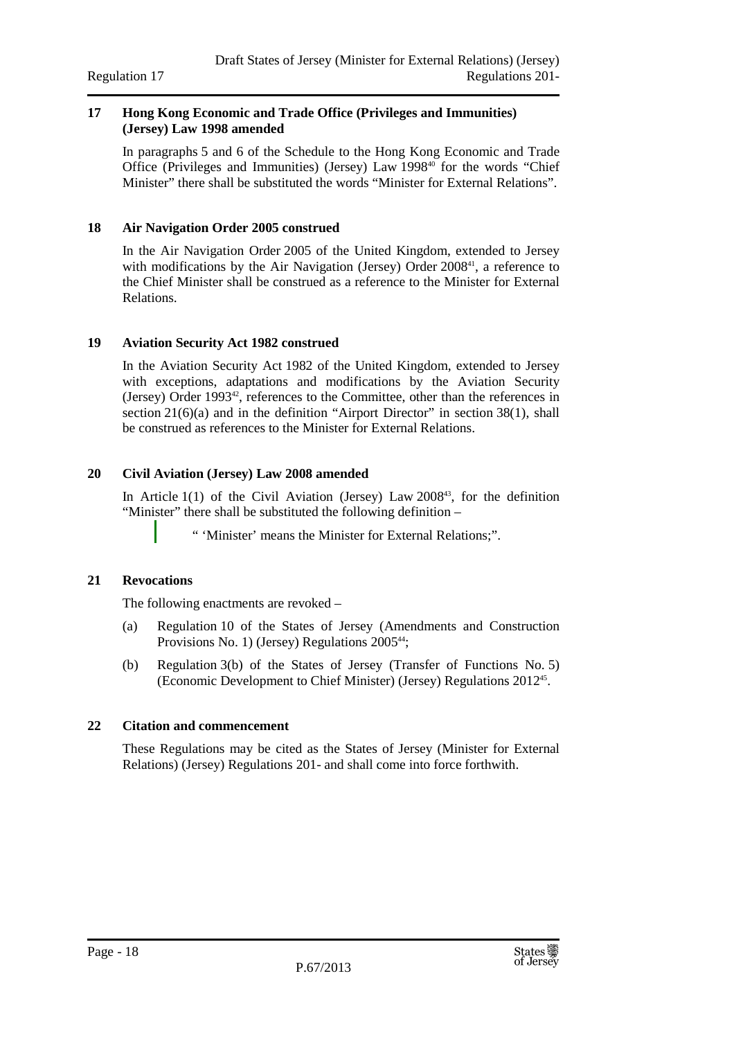### 17 Hong Kong Economic and Trade Office (Privileges and Immunities) (Jersey) Law 1998 amended

In paragraphs 5 and 6 of the Schedule to the Hong Kong Economic and Trade Office (Privileges and Immunities) (Jersey) Law 1998[40] for the words "Chief Minister" there shall be substituted the words "Minister for External Relations".

### 18 Air Navigation Order 2005 construed

In the Air Navigation Order 2005 of the United Kingdom, extended to Jersey with modifications by the Air Navigation (Jersey) Order 2008[41], a reference to the Chief Minister shall be construed as a reference to the Minister for External Relations.

### 19 Aviation Security Act 1982 construed

In the Aviation Security Act 1982 of the United Kingdom, extended to Jersey with exceptions, adaptations and modifications by the Aviation Security (Jersey) Order 1993[42], references to the Committee, other than the references in section 21(6)(a) and in the definition "Airport Director" in section 38(1), shall be construed as references to the Minister for External Relations.

### 20 Civil Aviation (Jersey) Law 2008 amended

In Article 1(1) of the Civil Aviation (Jersey) Law 2008[43], for the definition "Minister" there shall be substituted the following definition –

> " 'Minister' means the Minister for External Relations;".

### 21 Revocations

The following enactments are revoked –

(a) Regulation 10 of the States of Jersey (Amendments and Construction Provisions No. 1) (Jersey) Regulations 2005[44];

(b) Regulation 3(b) of the States of Jersey (Transfer of Functions No. 5) (Economic Development to Chief Minister) (Jersey) Regulations 2012[45].

### 22 Citation and commencement

These Regulations may be cited as the States of Jersey (Minister for External Relations) (Jersey) Regulations 201- and shall come into force forthwith.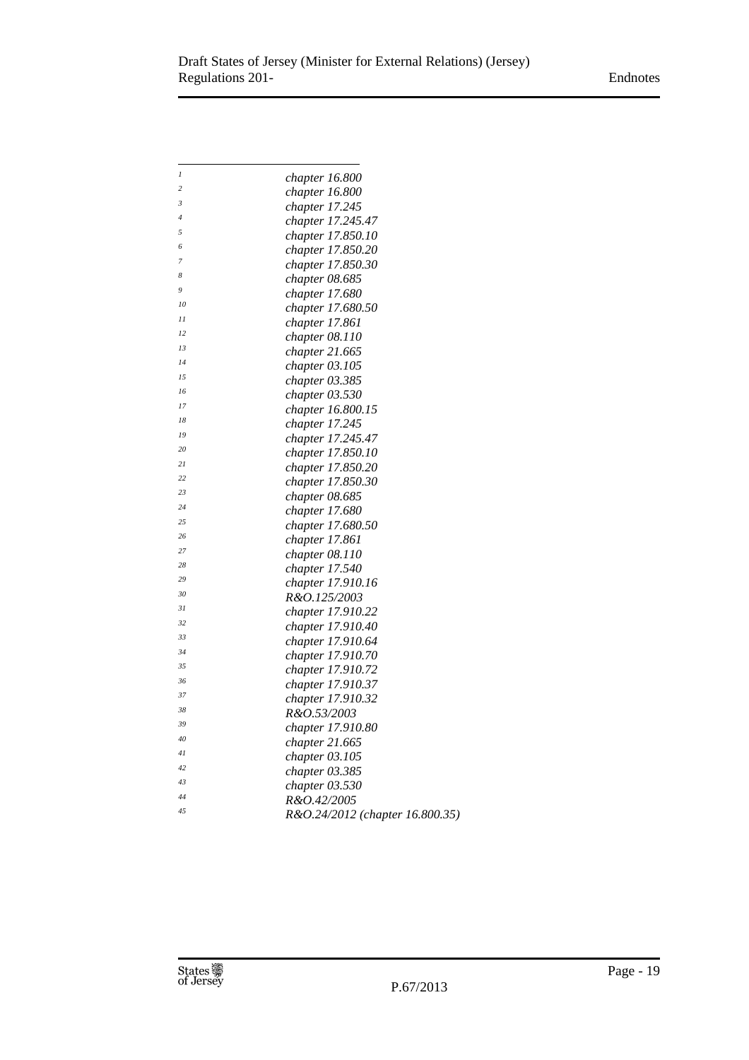[1] *chapter 16.800*
[2] *chapter 16.800*
[3] *chapter 17.245*
[4] *chapter 17.245.47*
[5] *chapter 17.850.10*
[6] *chapter 17.850.20*
[7] *chapter 17.850.30*
[8] *chapter 08.685*
[9] *chapter 17.680*
[10] *chapter 17.680.50*
[11] *chapter 17.861*
[12] *chapter 08.110*
[13] *chapter 21.665*
[14] *chapter 03.105*
[15] *chapter 03.385*
[16] *chapter 03.530*
[17] *chapter 16.800.15*
[18] *chapter 17.245*
[19] *chapter 17.245.47*
[20] *chapter 17.850.10*
[21] *chapter 17.850.20*
[22] *chapter 17.850.30*
[23] *chapter 08.685*
[24] *chapter 17.680*
[25] *chapter 17.680.50*
[26] *chapter 17.861*
[27] *chapter 08.110*
[28] *chapter 17.540*
[29] *chapter 17.910.16*
[30] *R&O.125/2003*
[31] *chapter 17.910.22*
[32] *chapter 17.910.40*
[33] *chapter 17.910.64*
[34] *chapter 17.910.70*
[35] *chapter 17.910.72*
[36] *chapter 17.910.37*
[37] *chapter 17.910.32*
[38] *R&O.53/2003*
[39] *chapter 17.910.80*
[40] *chapter 21.665*
[41] *chapter 03.105*
[42] *chapter 03.385*
[43] *chapter 03.530*
[44] *R&O.42/2005*
[45] *R&O.24/2012 (chapter 16.800.35)*